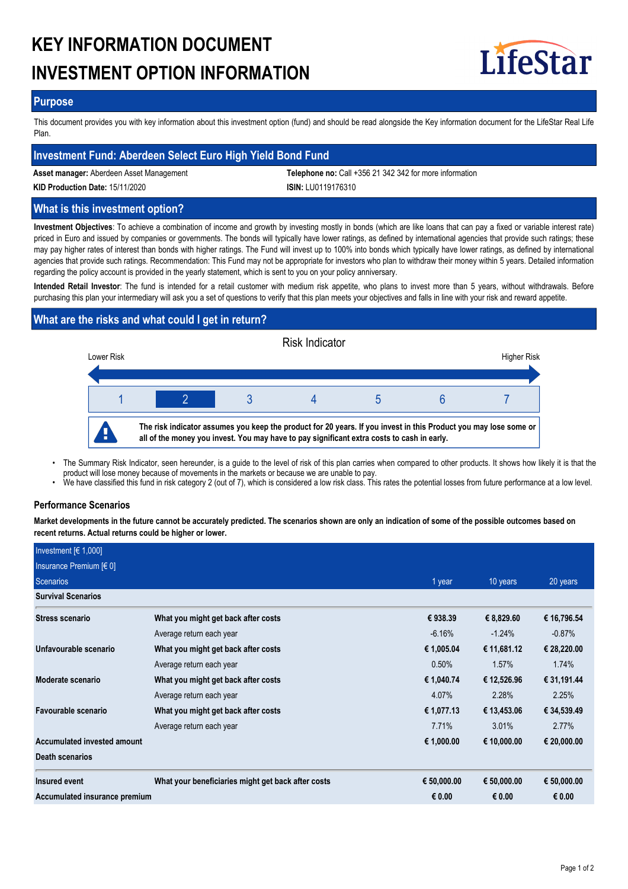# KEY INFORMATION DOCUMENT
# INVESTMENT OPTION INFORMATION

LifeStar

## Purpose

This document provides you with key information about this investment option (fund) and should be read alongside the Key information document for the LifeStar Real Life Plan.

## Investment Fund: Aberdeen Select Euro High Yield Bond Fund

**Asset manager:** Aberdeen Asset Management

**Telephone no:** Call +356 21 342 342 for more information

**KID Production Date:** 15/11/2020

**ISIN:** LU0119176310

## What is this investment option?

**Investment Objectives**: To achieve a combination of income and growth by investing mostly in bonds (which are like loans that can pay a fixed or variable interest rate) priced in Euro and issued by companies or governments. The bonds will typically have lower ratings, as defined by international agencies that provide such ratings; these may pay higher rates of interest than bonds with higher ratings. The Fund will invest up to 100% into bonds which typically have lower ratings, as defined by international agencies that provide such ratings. Recommendation: This Fund may not be appropriate for investors who plan to withdraw their money within 5 years. Detailed information regarding the policy account is provided in the yearly statement, which is sent to you on your policy anniversary.

**Intended Retail Investor**: The fund is intended for a retail customer with medium risk appetite, who plans to invest more than 5 years, without withdrawals. Before purchasing this plan your intermediary will ask you a set of questions to verify that this plan meets your objectives and falls in line with your risk and reward appetite.

## What are the risks and what could I get in return?

Risk Indicator

Lower Risk — Higher Risk

| 1 | **2** | 3 | 4 | 5 | 6 | 7 |
|---|---|---|---|---|---|---|

**The risk indicator assumes you keep the product for 20 years. If you invest in this Product you may lose some or all of the money you invest. You may have to pay significant extra costs to cash in early.**

- The Summary Risk Indicator, seen hereunder, is a guide to the level of risk of this plan carries when compared to other products. It shows how likely it is that the product will lose money because of movements in the markets or because we are unable to pay.
- We have classified this fund in risk category 2 (out of 7), which is considered a low risk class. This rates the potential losses from future performance at a low level.

### Performance Scenarios

**Market developments in the future cannot be accurately predicted. The scenarios shown are only an indication of some of the possible outcomes based on recent returns. Actual returns could be higher or lower.**

| Investment [€ 1,000]<br>Insurance Premium [€ 0]<br>Scenarios | | 1 year | 10 years | 20 years |
|---|---|---|---|---|
| **Survival Scenarios** | | | | |
| **Stress scenario** | **What you might get back after costs** | **€ 938.39** | **€ 8,829.60** | **€ 16,796.54** |
| | Average return each year | -6.16% | -1.24% | -0.87% |
| **Unfavourable scenario** | **What you might get back after costs** | **€ 1,005.04** | **€ 11,681.12** | **€ 28,220.00** |
| | Average return each year | 0.50% | 1.57% | 1.74% |
| **Moderate scenario** | **What you might get back after costs** | **€ 1,040.74** | **€ 12,526.96** | **€ 31,191.44** |
| | Average return each year | 4.07% | 2.28% | 2.25% |
| **Favourable scenario** | **What you might get back after costs** | **€ 1,077.13** | **€ 13,453.06** | **€ 34,539.49** |
| | Average return each year | 7.71% | 3.01% | 2.77% |
| **Accumulated invested amount** | | **€ 1,000.00** | **€ 10,000.00** | **€ 20,000.00** |
| **Death scenarios** | | | | |
| **Insured event** | **What your beneficiaries might get back after costs** | **€ 50,000.00** | **€ 50,000.00** | **€ 50,000.00** |
| **Accumulated insurance premium** | | **€ 0.00** | **€ 0.00** | **€ 0.00** |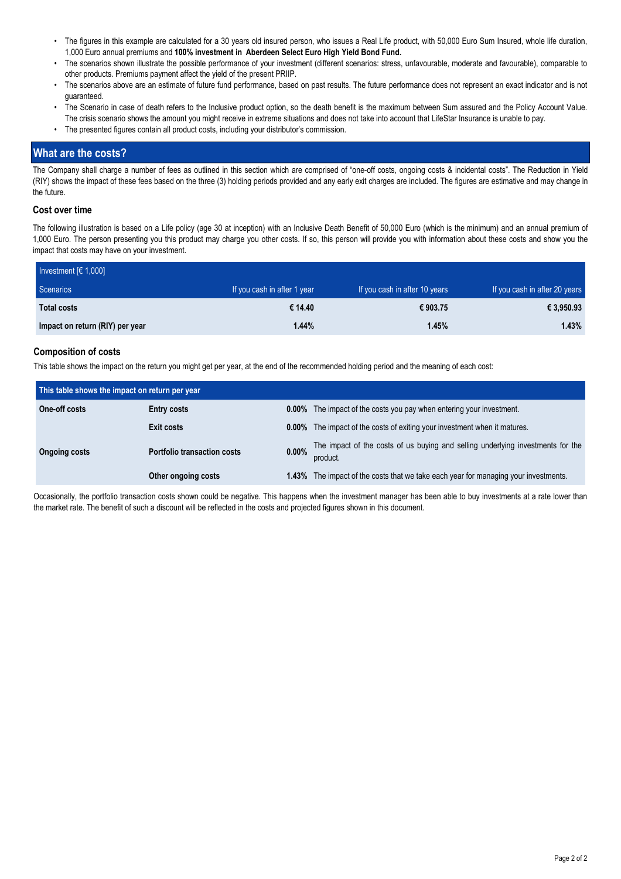- The figures in this example are calculated for a 30 years old insured person, who issues a Real Life product, with 50,000 Euro Sum Insured, whole life duration, 1,000 Euro annual premiums and **100% investment in Aberdeen Select Euro High Yield Bond Fund.**
- The scenarios shown illustrate the possible performance of your investment (different scenarios: stress, unfavourable, moderate and favourable), comparable to other products. Premiums payment affect the yield of the present PRIIP.
- The scenarios above are an estimate of future fund performance, based on past results. The future performance does not represent an exact indicator and is not guaranteed.
- The Scenario in case of death refers to the Inclusive product option, so the death benefit is the maximum between Sum assured and the Policy Account Value. The crisis scenario shows the amount you might receive in extreme situations and does not take into account that LifeStar Insurance is unable to pay.
- The presented figures contain all product costs, including your distributor's commission.

## What are the costs?

The Company shall charge a number of fees as outlined in this section which are comprised of "one-off costs, ongoing costs & incidental costs". The Reduction in Yield (RIY) shows the impact of these fees based on the three (3) holding periods provided and any early exit charges are included. The figures are estimative and may change in the future.

### Cost over time

The following illustration is based on a Life policy (age 30 at inception) with an Inclusive Death Benefit of 50,000 Euro (which is the minimum) and an annual premium of 1,000 Euro. The person presenting you this product may charge you other costs. If so, this person will provide you with information about these costs and show you the impact that costs may have on your investment.

| Investment [€ 1,000] | | | |
|---|---|---|---|
| Scenarios | If you cash in after 1 year | If you cash in after 10 years | If you cash in after 20 years |
| **Total costs** | **€ 14.40** | **€ 903.75** | **€ 3,950.93** |
| **Impact on return (RIY) per year** | **1.44%** | **1.45%** | **1.43%** |

### Composition of costs

This table shows the impact on the return you might get per year, at the end of the recommended holding period and the meaning of each cost:

| This table shows the impact on return per year | | | |
|---|---|---|---|
| **One-off costs** | **Entry costs** | **0.00%** | The impact of the costs you pay when entering your investment. |
| | **Exit costs** | **0.00%** | The impact of the costs of exiting your investment when it matures. |
| **Ongoing costs** | **Portfolio transaction costs** | **0.00%** | The impact of the costs of us buying and selling underlying investments for the product. |
| | **Other ongoing costs** | **1.43%** | The impact of the costs that we take each year for managing your investments. |

Occasionally, the portfolio transaction costs shown could be negative. This happens when the investment manager has been able to buy investments at a rate lower than the market rate. The benefit of such a discount will be reflected in the costs and projected figures shown in this document.